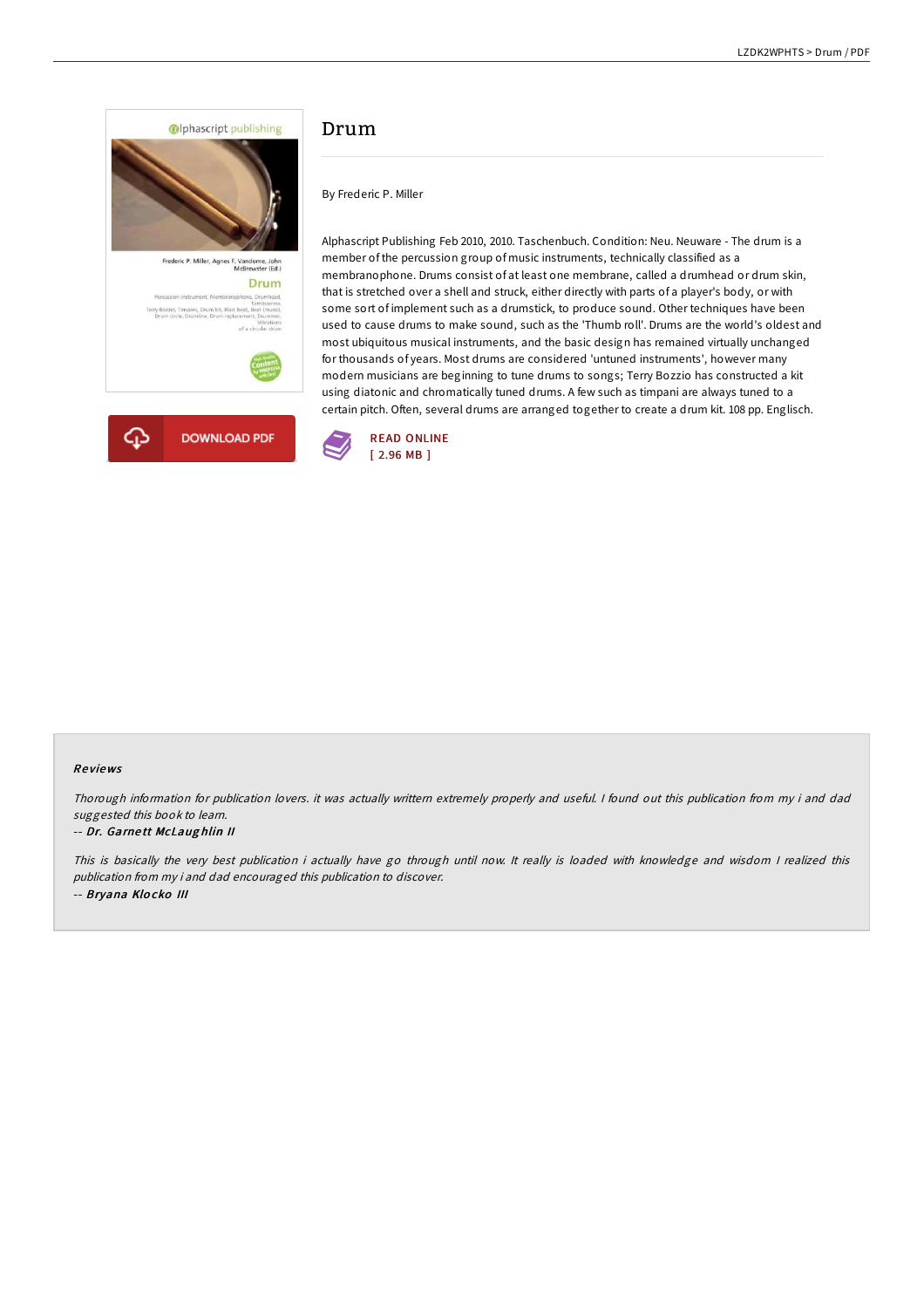# Drum

By Frederic P. Miller

Alphascript Publishing Feb 2010, 2010. Taschenbuch. Condition: Neu. Neuware - The drum is a member of the percussion group of music instruments, technically classified as a membranophone. Drums consist of at least one membrane, called a drumhead or drum skin, that is stretched over a shell and struck, either directly with parts of a player's body, or with some sort of implement such as a drumstick, to produce sound. Other techniques have been used to cause drums to make sound, such as the 'Thumb roll'. Drums are the world's oldest and most ubiquitous musical instruments, and the basic design has remained virtually unchanged for thousands of years. Most drums are considered 'untuned instruments', however many modern musicians are beginning to tune drums to songs; Terry Bozzio has constructed a kit using diatonic and chromatically tuned drums. A few such as timpani are always tuned to a certain pitch. Often, several drums are arranged together to create a drum kit. 108 pp. Englisch.

DOWNLOAD PDF

READ ONLINE
[ 2.96 MB ]

### Reviews

*Thorough information for publication lovers. it was actually writtern extremely properly and useful. I found out this publication from my i and dad suggested this book to learn.*

-- ***Dr. Garnett McLaughlin II***

*This is basically the very best publication i actually have go through until now. It really is loaded with knowledge and wisdom I realized this publication from my i and dad encouraged this publication to discover.*

-- ***Bryana Klocko III***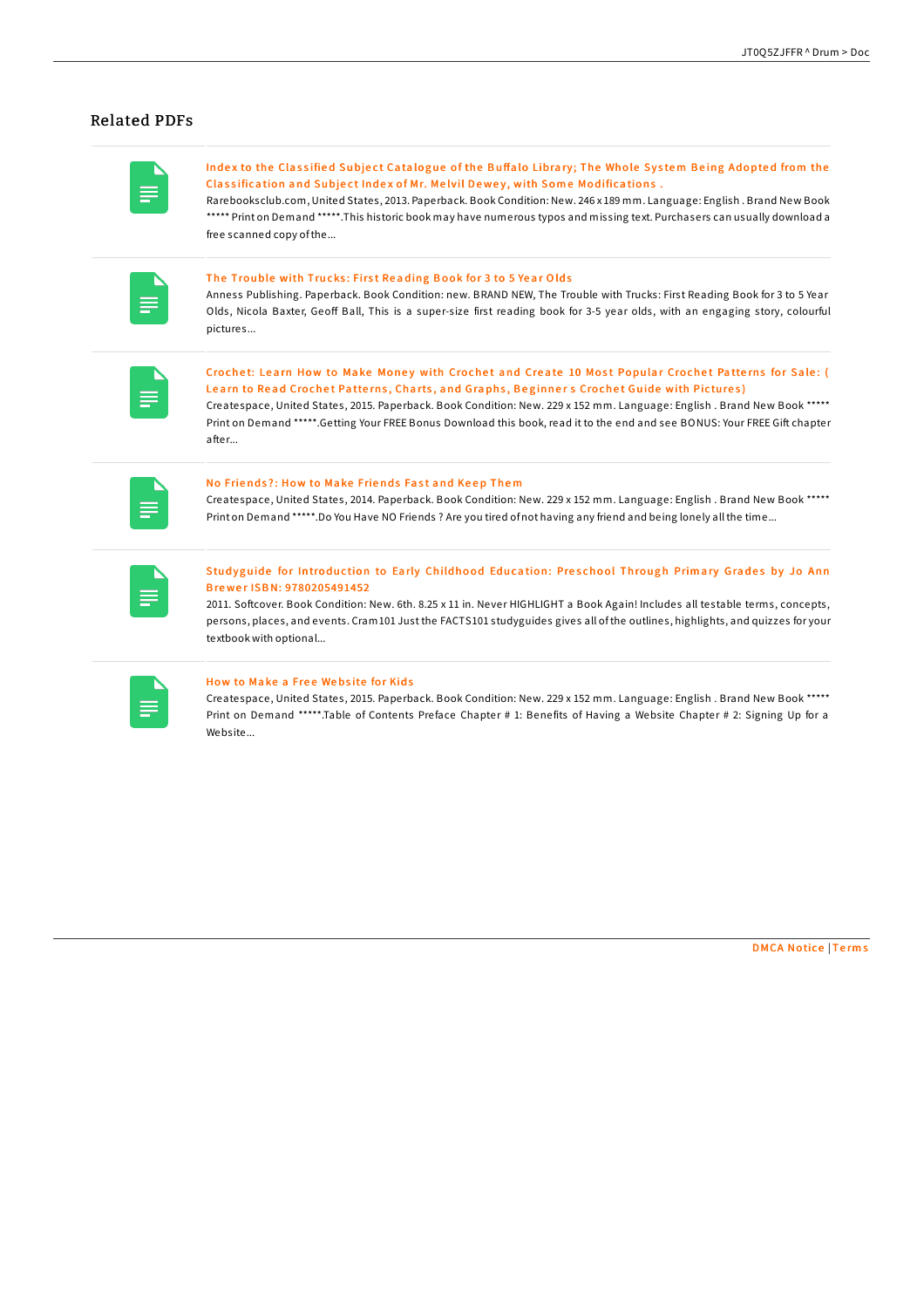## Related PDFs

### Index to the Classified Subject Catalogue of the Buffalo Library; The Whole System Being Adopted from the Classification and Subject Index of Mr. Melvil Dewey, with Some Modifications .

Rarebooksclub.com, United States, 2013. Paperback. Book Condition: New. 246 x 189 mm. Language: English . Brand New Book ***** Print on Demand *****.This historic book may have numerous typos and missing text. Purchasers can usually download a free scanned copy of the...

### The Trouble with Trucks: First Reading Book for 3 to 5 Year Olds

Anness Publishing. Paperback. Book Condition: new. BRAND NEW, The Trouble with Trucks: First Reading Book for 3 to 5 Year Olds, Nicola Baxter, Geoff Ball, This is a super-size first reading book for 3-5 year olds, with an engaging story, colourful pictures...

### Crochet: Learn How to Make Money with Crochet and Create 10 Most Popular Crochet Patterns for Sale: ( Learn to Read Crochet Patterns, Charts, and Graphs, Beginner s Crochet Guide with Pictures)

Createspace, United States, 2015. Paperback. Book Condition: New. 229 x 152 mm. Language: English . Brand New Book ***** Print on Demand *****.Getting Your FREE Bonus Download this book, read it to the end and see BONUS: Your FREE Gift chapter after...

### No Friends?: How to Make Friends Fast and Keep Them

Createspace, United States, 2014. Paperback. Book Condition: New. 229 x 152 mm. Language: English . Brand New Book ***** Print on Demand *****.Do You Have NO Friends ? Are you tired of not having any friend and being lonely all the time...

### Studyguide for Introduction to Early Childhood Education: Preschool Through Primary Grades by Jo Ann Brewer ISBN: 9780205491452

2011. Softcover. Book Condition: New. 6th. 8.25 x 11 in. Never HIGHLIGHT a Book Again! Includes all testable terms, concepts, persons, places, and events. Cram101 Just the FACTS101 studyguides gives all of the outlines, highlights, and quizzes for your textbook with optional...

### How to Make a Free Website for Kids

Createspace, United States, 2015. Paperback. Book Condition: New. 229 x 152 mm. Language: English . Brand New Book ***** Print on Demand *****.Table of Contents Preface Chapter # 1: Benefits of Having a Website Chapter # 2: Signing Up for a Website...

DMCA Notice | Terms